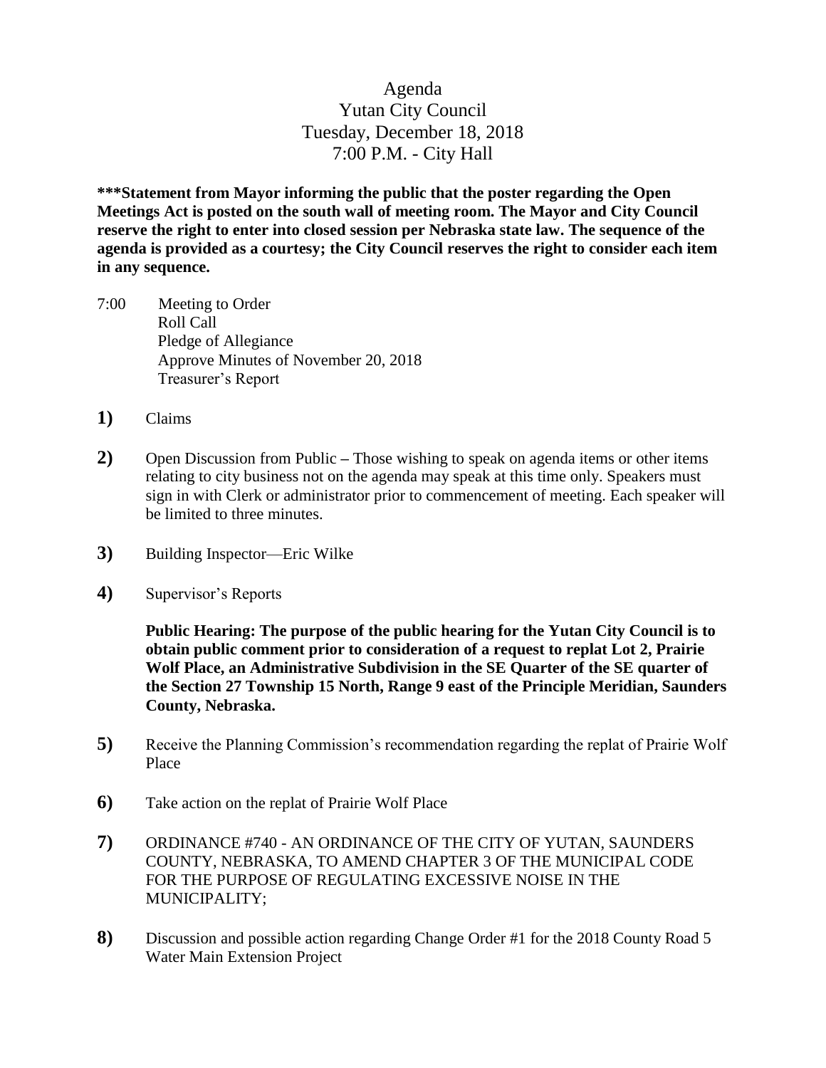# Agenda
## Yutan City Council
## Tuesday, December 18, 2018
## 7:00 P.M. - City Hall

**\*\*\*Statement from Mayor informing the public that the poster regarding the Open Meetings Act is posted on the south wall of meeting room. The Mayor and City Council reserve the right to enter into closed session per Nebraska state law. The sequence of the agenda is provided as a courtesy; the City Council reserves the right to consider each item in any sequence.**

7:00 Meeting to Order
Roll Call
Pledge of Allegiance
Approve Minutes of November 20, 2018
Treasurer's Report

**1)** Claims

**2)** Open Discussion from Public – Those wishing to speak on agenda items or other items relating to city business not on the agenda may speak at this time only. Speakers must sign in with Clerk or administrator prior to commencement of meeting. Each speaker will be limited to three minutes.

**3)** Building Inspector—Eric Wilke

**4)** Supervisor's Reports

**Public Hearing: The purpose of the public hearing for the Yutan City Council is to obtain public comment prior to consideration of a request to replat Lot 2, Prairie Wolf Place, an Administrative Subdivision in the SE Quarter of the SE quarter of the Section 27 Township 15 North, Range 9 east of the Principle Meridian, Saunders County, Nebraska.**

**5)** Receive the Planning Commission's recommendation regarding the replat of Prairie Wolf Place

**6)** Take action on the replat of Prairie Wolf Place

**7)** ORDINANCE #740 - AN ORDINANCE OF THE CITY OF YUTAN, SAUNDERS COUNTY, NEBRASKA, TO AMEND CHAPTER 3 OF THE MUNICIPAL CODE FOR THE PURPOSE OF REGULATING EXCESSIVE NOISE IN THE MUNICIPALITY;

**8)** Discussion and possible action regarding Change Order #1 for the 2018 County Road 5 Water Main Extension Project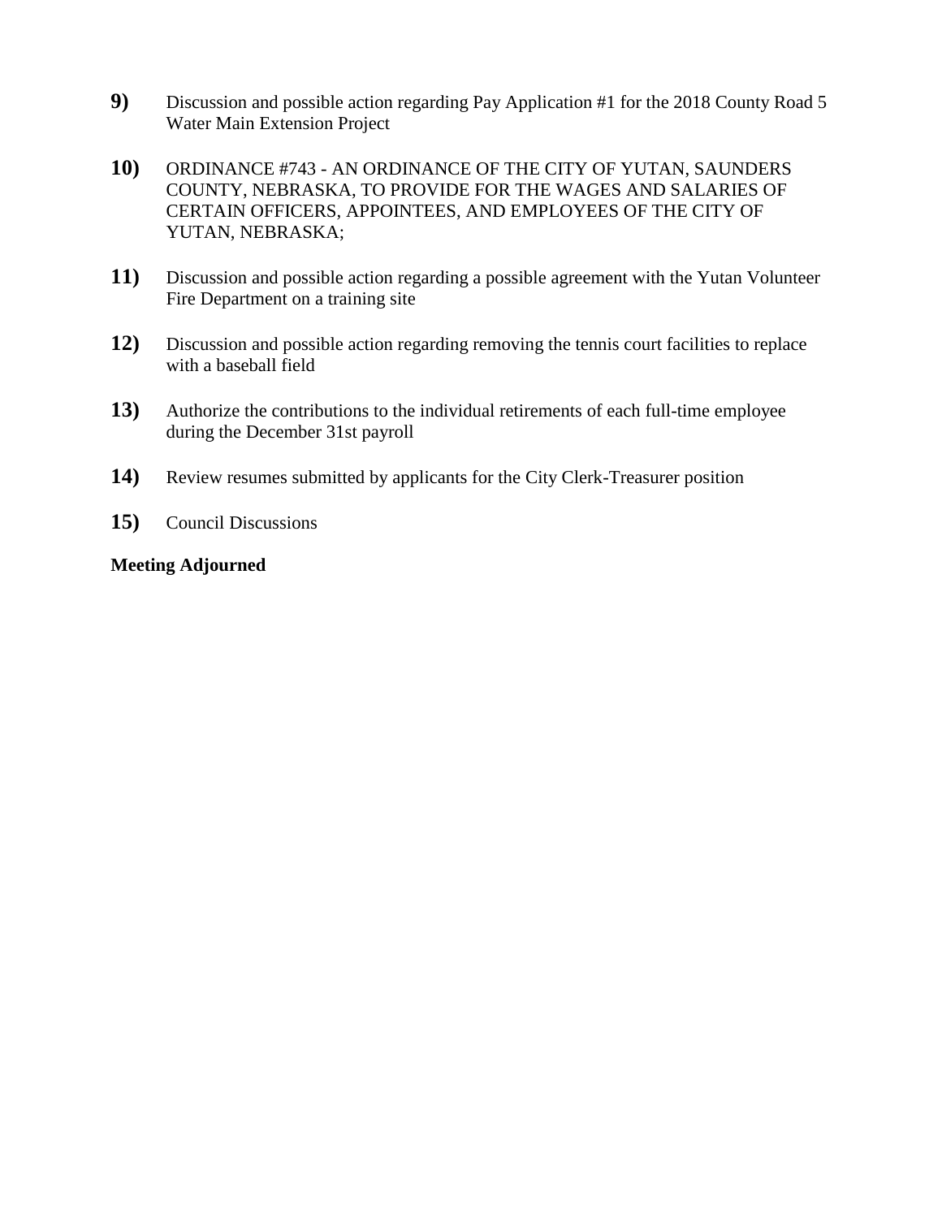**9)** Discussion and possible action regarding Pay Application #1 for the 2018 County Road 5 Water Main Extension Project

**10)** ORDINANCE #743 - AN ORDINANCE OF THE CITY OF YUTAN, SAUNDERS COUNTY, NEBRASKA, TO PROVIDE FOR THE WAGES AND SALARIES OF CERTAIN OFFICERS, APPOINTEES, AND EMPLOYEES OF THE CITY OF YUTAN, NEBRASKA;

**11)** Discussion and possible action regarding a possible agreement with the Yutan Volunteer Fire Department on a training site

**12)** Discussion and possible action regarding removing the tennis court facilities to replace with a baseball field

**13)** Authorize the contributions to the individual retirements of each full-time employee during the December 31st payroll

**14)** Review resumes submitted by applicants for the City Clerk-Treasurer position

**15)** Council Discussions

**Meeting Adjourned**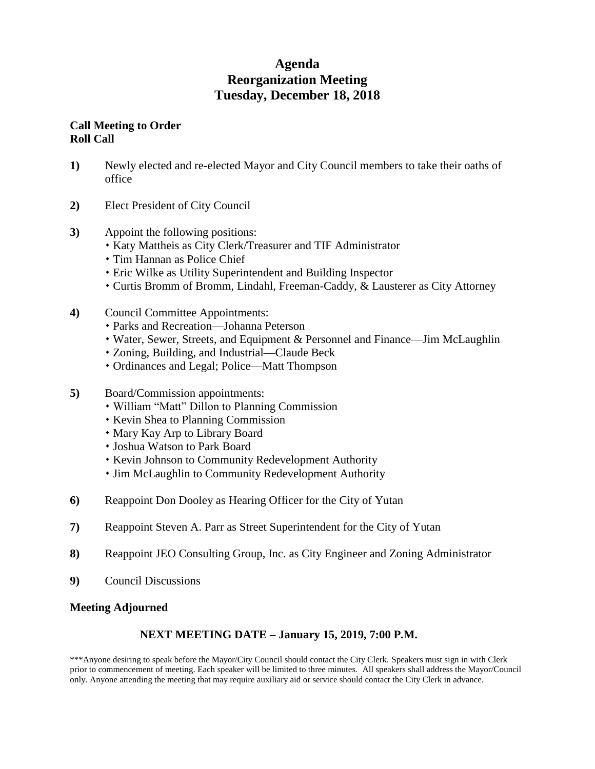# Agenda
# Reorganization Meeting
# Tuesday, December 18, 2018

**Call Meeting to Order**
**Roll Call**

**1)** Newly elected and re-elected Mayor and City Council members to take their oaths of office

**2)** Elect President of City Council

**3)** Appoint the following positions:
- Katy Mattheis as City Clerk/Treasurer and TIF Administrator
- Tim Hannan as Police Chief
- Eric Wilke as Utility Superintendent and Building Inspector
- Curtis Bromm of Bromm, Lindahl, Freeman-Caddy, & Lausterer as City Attorney

**4)** Council Committee Appointments:
- Parks and Recreation—Johanna Peterson
- Water, Sewer, Streets, and Equipment & Personnel and Finance—Jim McLaughlin
- Zoning, Building, and Industrial—Claude Beck
- Ordinances and Legal; Police—Matt Thompson

**5)** Board/Commission appointments:
- William "Matt" Dillon to Planning Commission
- Kevin Shea to Planning Commission
- Mary Kay Arp to Library Board
- Joshua Watson to Park Board
- Kevin Johnson to Community Redevelopment Authority
- Jim McLaughlin to Community Redevelopment Authority

**6)** Reappoint Don Dooley as Hearing Officer for the City of Yutan

**7)** Reappoint Steven A. Parr as Street Superintendent for the City of Yutan

**8)** Reappoint JEO Consulting Group, Inc. as City Engineer and Zoning Administrator

**9)** Council Discussions

**Meeting Adjourned**

**NEXT MEETING DATE – January 15, 2019, 7:00 P.M.**

***Anyone desiring to speak before the Mayor/City Council should contact the City Clerk. Speakers must sign in with Clerk prior to commencement of meeting. Each speaker will be limited to three minutes. All speakers shall address the Mayor/Council only. Anyone attending the meeting that may require auxiliary aid or service should contact the City Clerk in advance.